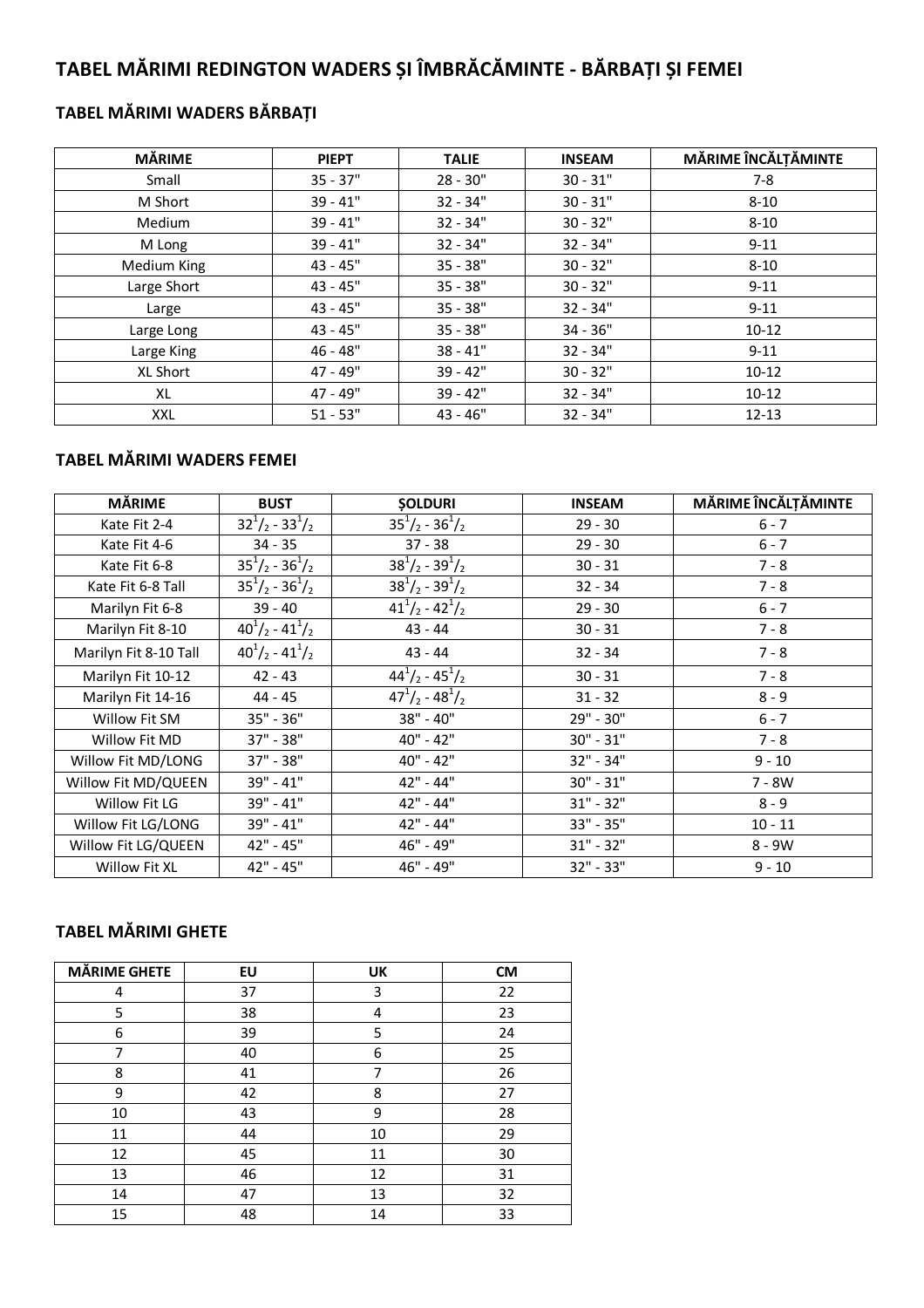# TABEL MĂRIMI REDINGTON WADERS ȘI ÎMBRĂCĂMINTE - BĂRBAȚI ȘI FEMEI

## TABEL MĂRIMI WADERS BĂRBAȚI

| MĂRIME | PIEPT | TALIE | INSEAM | MĂRIME ÎNCĂLȚĂMINTE |
|---|---|---|---|---|
| Small | 35 - 37" | 28 - 30" | 30 - 31" | 7-8 |
| M Short | 39 - 41" | 32 - 34" | 30 - 31" | 8-10 |
| Medium | 39 - 41" | 32 - 34" | 30 - 32" | 8-10 |
| M Long | 39 - 41" | 32 - 34" | 32 - 34" | 9-11 |
| Medium King | 43 - 45" | 35 - 38" | 30 - 32" | 8-10 |
| Large Short | 43 - 45" | 35 - 38" | 30 - 32" | 9-11 |
| Large | 43 - 45" | 35 - 38" | 32 - 34" | 9-11 |
| Large Long | 43 - 45" | 35 - 38" | 34 - 36" | 10-12 |
| Large King | 46 - 48" | 38 - 41" | 32 - 34" | 9-11 |
| XL Short | 47 - 49" | 39 - 42" | 30 - 32" | 10-12 |
| XL | 47 - 49" | 39 - 42" | 32 - 34" | 10-12 |
| XXL | 51 - 53" | 43 - 46" | 32 - 34" | 12-13 |

## TABEL MĂRIMI WADERS FEMEI

| MĂRIME | BUST | ȘOLDURI | INSEAM | MĂRIME ÎNCĂLȚĂMINTE |
|---|---|---|---|---|
| Kate Fit 2-4 | $32^1/_2$ - $33^1/_2$ | $35^1/_2$ - $36^1/_2$ | 29 - 30 | 6 - 7 |
| Kate Fit 4-6 | 34 - 35 | 37 - 38 | 29 - 30 | 6 - 7 |
| Kate Fit 6-8 | $35^1/_2$ - $36^1/_2$ | $38^1/_2$ - $39^1/_2$ | 30 - 31 | 7 - 8 |
| Kate Fit 6-8 Tall | $35^1/_2$ - $36^1/_2$ | $38^1/_2$ - $39^1/_2$ | 32 - 34 | 7 - 8 |
| Marilyn Fit 6-8 | 39 - 40 | $41^1/_2$ - $42^1/_2$ | 29 - 30 | 6 - 7 |
| Marilyn Fit 8-10 | $40^1/_2$ - $41^1/_2$ | 43 - 44 | 30 - 31 | 7 - 8 |
| Marilyn Fit 8-10 Tall | $40^1/_2$ - $41^1/_2$ | 43 - 44 | 32 - 34 | 7 - 8 |
| Marilyn Fit 10-12 | 42 - 43 | $44^1/_2$ - $45^1/_2$ | 30 - 31 | 7 - 8 |
| Marilyn Fit 14-16 | 44 - 45 | $47^1/_2$ - $48^1/_2$ | 31 - 32 | 8 - 9 |
| Willow Fit SM | 35" - 36" | 38" - 40" | 29" - 30" | 6 - 7 |
| Willow Fit MD | 37" - 38" | 40" - 42" | 30" - 31" | 7 - 8 |
| Willow Fit MD/LONG | 37" - 38" | 40" - 42" | 32" - 34" | 9 - 10 |
| Willow Fit MD/QUEEN | 39" - 41" | 42" - 44" | 30" - 31" | 7 - 8W |
| Willow Fit LG | 39" - 41" | 42" - 44" | 31" - 32" | 8 - 9 |
| Willow Fit LG/LONG | 39" - 41" | 42" - 44" | 33" - 35" | 10 - 11 |
| Willow Fit LG/QUEEN | 42" - 45" | 46" - 49" | 31" - 32" | 8 - 9W |
| Willow Fit XL | 42" - 45" | 46" - 49" | 32" - 33" | 9 - 10 |

## TABEL MĂRIMI GHETE

| MĂRIME GHETE | EU | UK | CM |
|---|---|---|---|
| 4 | 37 | 3 | 22 |
| 5 | 38 | 4 | 23 |
| 6 | 39 | 5 | 24 |
| 7 | 40 | 6 | 25 |
| 8 | 41 | 7 | 26 |
| 9 | 42 | 8 | 27 |
| 10 | 43 | 9 | 28 |
| 11 | 44 | 10 | 29 |
| 12 | 45 | 11 | 30 |
| 13 | 46 | 12 | 31 |
| 14 | 47 | 13 | 32 |
| 15 | 48 | 14 | 33 |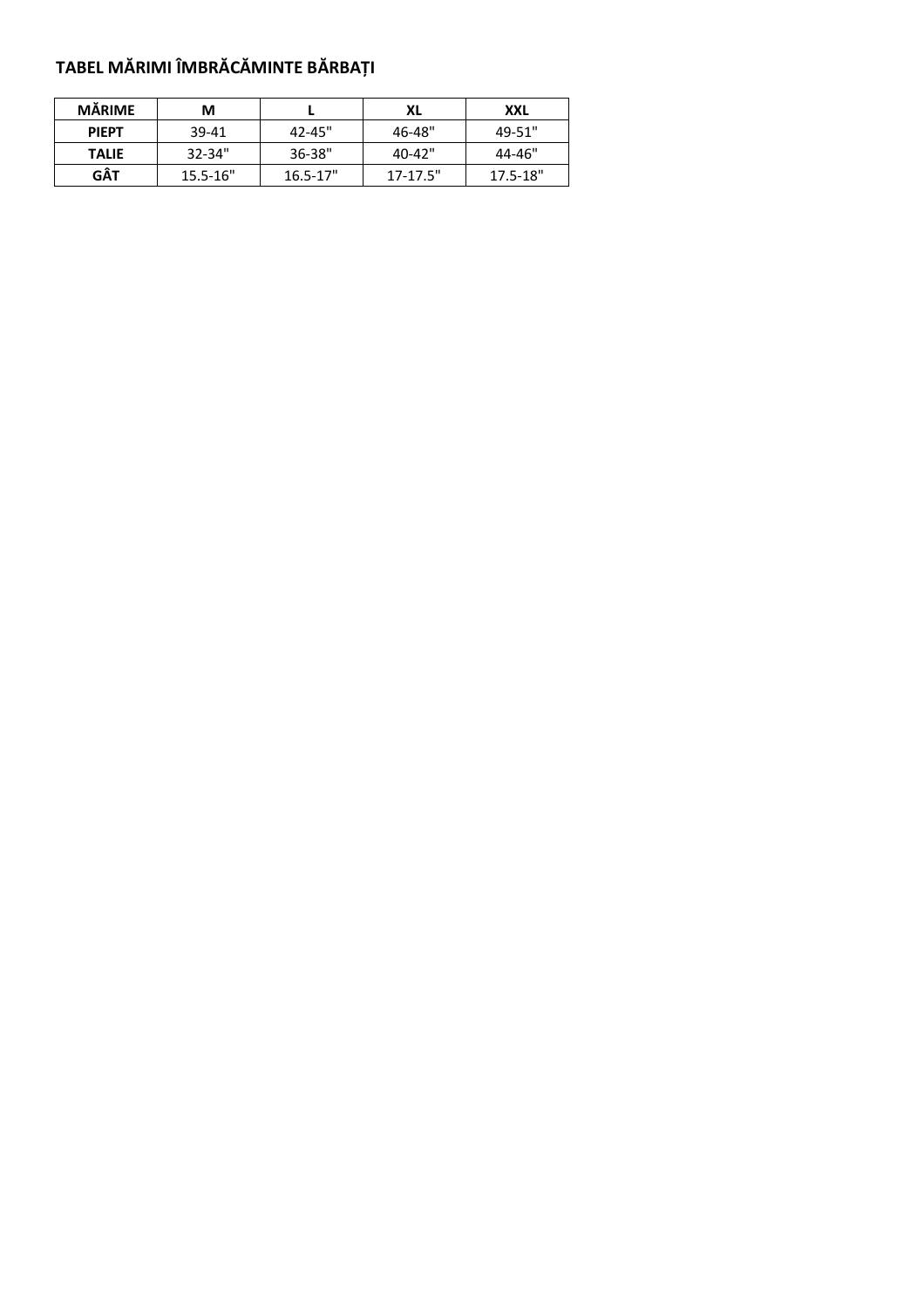## TABEL MĂRIMI ÎMBRĂCĂMINTE BĂRBAȚI

| MĂRIME | M | L | XL | XXL |
|---|---|---|---|---|
| **PIEPT** | 39-41 | 42-45" | 46-48" | 49-51" |
| **TALIE** | 32-34" | 36-38" | 40-42" | 44-46" |
| **GÂT** | 15.5-16" | 16.5-17" | 17-17.5" | 17.5-18" |